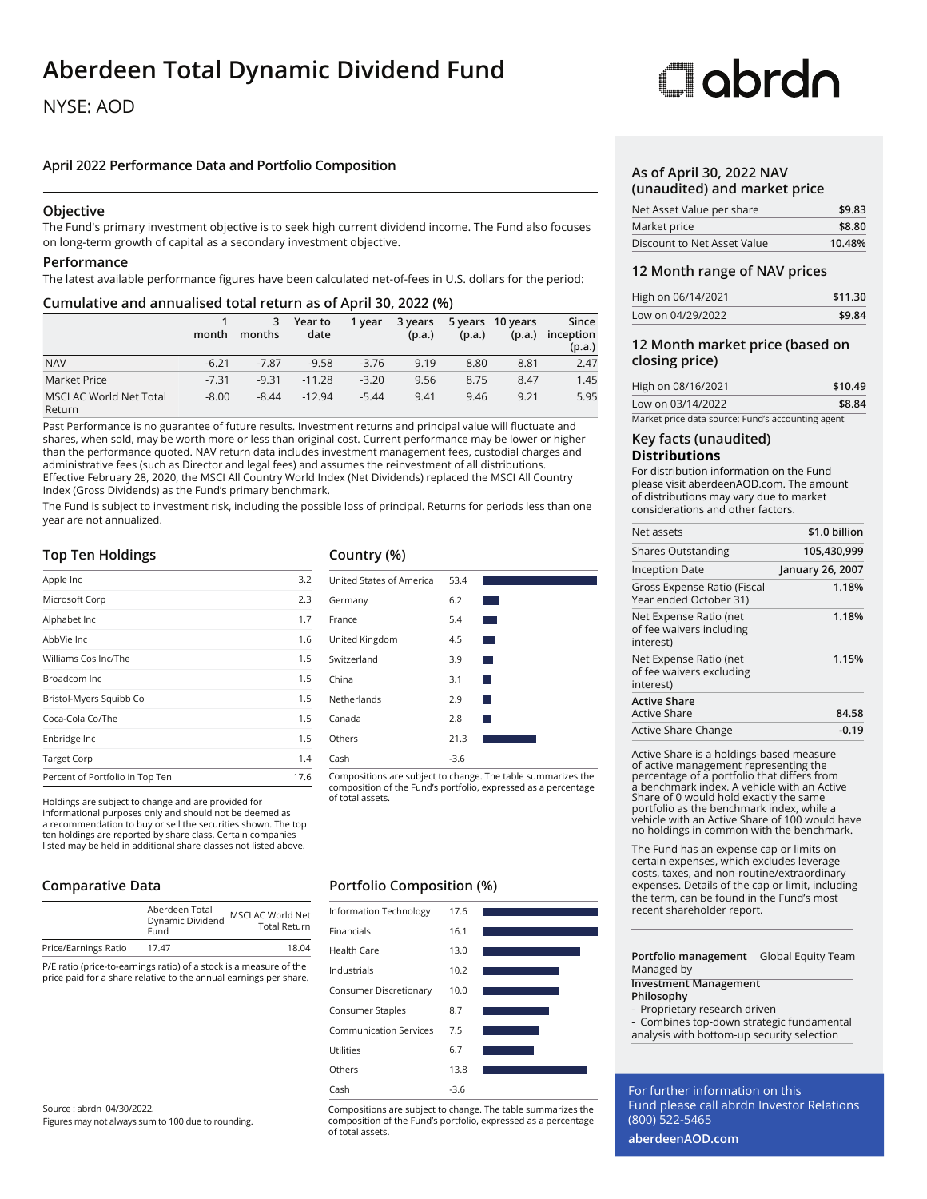// Aberdeen Total Dynamic Dividend Fund

NYSE: AOD

abrdn

## April 2022 Performance Data and Portfolio Composition

### Objective

The Fund's primary investment objective is to seek high current dividend income. The Fund also focuses on long-term growth of capital as a secondary investment objective.

### Performance

The latest available performance figures have been calculated net-of-fees in U.S. dollars for the period:

### Cumulative and annualised total return as of April 30, 2022 (%)

| | 1 month | 3 months | Year to date | 1 year | 3 years (p.a.) | 5 years (p.a.) | 10 years (p.a.) | Since inception (p.a.) |
|---|---|---|---|---|---|---|---|---|
| NAV | -6.21 | -7.87 | -9.58 | -3.76 | 9.19 | 8.80 | 8.81 | 2.47 |
| Market Price | -7.31 | -9.31 | -11.28 | -3.20 | 9.56 | 8.75 | 8.47 | 1.45 |
| MSCI AC World Net Total Return | -8.00 | -8.44 | -12.94 | -5.44 | 9.41 | 9.46 | 9.21 | 5.95 |

Past Performance is no guarantee of future results. Investment returns and principal value will fluctuate and shares, when sold, may be worth more or less than original cost. Current performance may be lower or higher than the performance quoted. NAV return data includes investment management fees, custodial charges and administrative fees (such as Director and legal fees) and assumes the reinvestment of all distributions. Effective February 28, 2020, the MSCI All Country World Index (Net Dividends) replaced the MSCI All Country Index (Gross Dividends) as the Fund's primary benchmark.

The Fund is subject to investment risk, including the possible loss of principal. Returns for periods less than one year are not annualized.

### Top Ten Holdings

| | |
|---|---|
| Apple Inc | 3.2 |
| Microsoft Corp | 2.3 |
| Alphabet Inc | 1.7 |
| AbbVie Inc | 1.6 |
| Williams Cos Inc/The | 1.5 |
| Broadcom Inc | 1.5 |
| Bristol-Myers Squibb Co | 1.5 |
| Coca-Cola Co/The | 1.5 |
| Enbridge Inc | 1.5 |
| Target Corp | 1.4 |
| Percent of Portfolio in Top Ten | 17.6 |

Holdings are subject to change and are provided for informational purposes only and should not be deemed as a recommendation to buy or sell the securities shown. The top ten holdings are reported by share class. Certain companies listed may be held in additional share classes not listed above.

### Country (%)

| | |
|---|---|
| United States of America | 53.4 |
| Germany | 6.2 |
| France | 5.4 |
| United Kingdom | 4.5 |
| Switzerland | 3.9 |
| China | 3.1 |
| Netherlands | 2.9 |
| Canada | 2.8 |
| Others | 21.3 |
| Cash | -3.6 |

Compositions are subject to change. The table summarizes the composition of the Fund's portfolio, expressed as a percentage of total assets.

### Comparative Data

| | Aberdeen Total Dynamic Dividend Fund | MSCI AC World Net Total Return |
|---|---|---|
| Price/Earnings Ratio | 17.47 | 18.04 |

P/E ratio (price-to-earnings ratio) of a stock is a measure of the price paid for a share relative to the annual earnings per share.

### Portfolio Composition (%)

| | |
|---|---|
| Information Technology | 17.6 |
| Financials | 16.1 |
| Health Care | 13.0 |
| Industrials | 10.2 |
| Consumer Discretionary | 10.0 |
| Consumer Staples | 8.7 |
| Communication Services | 7.5 |
| Utilities | 6.7 |
| Others | 13.8 |
| Cash | -3.6 |

Compositions are subject to change. The table summarizes the composition of the Fund's portfolio, expressed as a percentage of total assets.

Source : abrdn 04/30/2022.
Figures may not always sum to 100 due to rounding.

### As of April 30, 2022 NAV (unaudited) and market price

| | |
|---|---|
| Net Asset Value per share | $9.83 |
| Market price | $8.80 |
| Discount to Net Asset Value | 10.48% |

### 12 Month range of NAV prices

| | |
|---|---|
| High on 06/14/2021 | $11.30 |
| Low on 04/29/2022 | $9.84 |

### 12 Month market price (based on closing price)

| | |
|---|---|
| High on 08/16/2021 | $10.49 |
| Low on 03/14/2022 | $8.84 |

Market price data source: Fund's accounting agent

### Key facts (unaudited)

**Distributions**

For distribution information on the Fund please visit aberdeenAOD.com. The amount of distributions may vary due to market considerations and other factors.

| | |
|---|---|
| Net assets | $1.0 billion |
| Shares Outstanding | 105,430,999 |
| Inception Date | January 26, 2007 |
| Gross Expense Ratio (Fiscal Year ended October 31) | 1.18% |
| Net Expense Ratio (net of fee waivers including interest) | 1.18% |
| Net Expense Ratio (net of fee waivers excluding interest) | 1.15% |
| **Active Share** | |
| Active Share | 84.58 |
| Active Share Change | -0.19 |

Active Share is a holdings-based measure of active management representing the percentage of a portfolio that differs from a benchmark index. A vehicle with an Active Share of 0 would hold exactly the same portfolio as the benchmark index, while a vehicle with an Active Share of 100 would have no holdings in common with the benchmark.

The Fund has an expense cap or limits on certain expenses, which excludes leverage costs, taxes, and non-routine/extraordinary expenses. Details of the cap or limit, including the term, can be found in the Fund's most recent shareholder report.

**Portfolio management** Managed by: Global Equity Team

**Investment Management Philosophy**

- Proprietary research driven
- Combines top-down strategic fundamental analysis with bottom-up security selection

For further information on this Fund please call abrdn Investor Relations (800) 522-5465

**aberdeenAOD.com**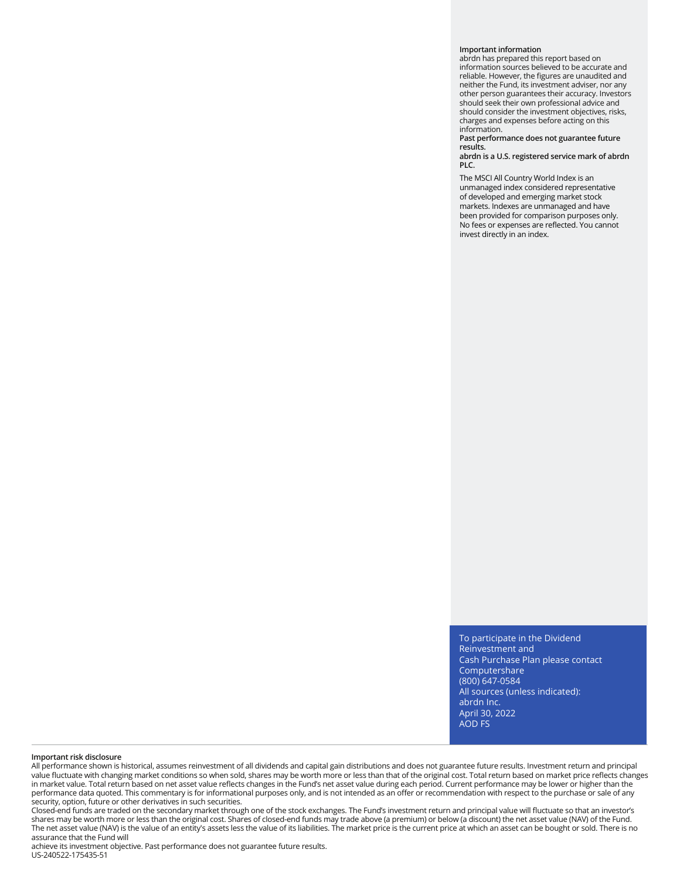**Important information**

abrdn has prepared this report based on information sources believed to be accurate and reliable. However, the figures are unaudited and neither the Fund, its investment adviser, nor any other person guarantees their accuracy. Investors should seek their own professional advice and should consider the investment objectives, risks, charges and expenses before acting on this information.

**Past performance does not guarantee future results.**

**abrdn is a U.S. registered service mark of abrdn PLC.**

The MSCI All Country World Index is an unmanaged index considered representative of developed and emerging market stock markets. Indexes are unmanaged and have been provided for comparison purposes only. No fees or expenses are reflected. You cannot invest directly in an index.

To participate in the Dividend Reinvestment and Cash Purchase Plan please contact Computershare (800) 647-0584

All sources (unless indicated): abrdn Inc.

April 30, 2022

AOD FS

**Important risk disclosure**

All performance shown is historical, assumes reinvestment of all dividends and capital gain distributions and does not guarantee future results. Investment return and principal value fluctuate with changing market conditions so when sold, shares may be worth more or less than that of the original cost. Total return based on market price reflects changes in market value. Total return based on net asset value reflects changes in the Fund's net asset value during each period. Current performance may be lower or higher than the performance data quoted. This commentary is for informational purposes only, and is not intended as an offer or recommendation with respect to the purchase or sale of any security, option, future or other derivatives in such securities.

Closed-end funds are traded on the secondary market through one of the stock exchanges. The Fund's investment return and principal value will fluctuate so that an investor's shares may be worth more or less than the original cost. Shares of closed-end funds may trade above (a premium) or below (a discount) the net asset value (NAV) of the Fund. The net asset value (NAV) is the value of an entity's assets less the value of its liabilities. The market price is the current price at which an asset can be bought or sold. There is no assurance that the Fund will achieve its investment objective. Past performance does not guarantee future results.

US-240522-175435-51